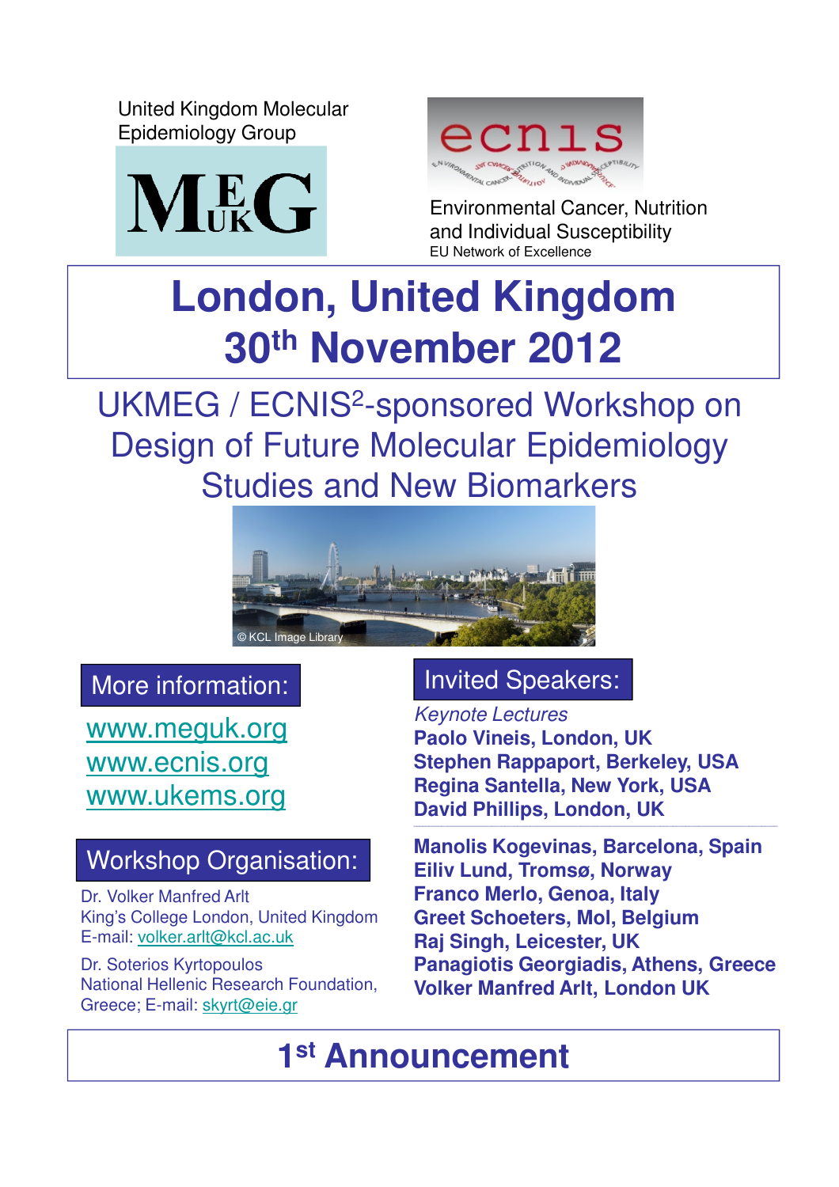United Kingdom Molecular Epidemiology Group

MEG UK

ecnis

Environmental Cancer, Nutrition and Individual Susceptibility
EU Network of Excellence

# London, United Kingdom
# 30th November 2012

## UKMEG / ECNIS²-sponsored Workshop on Design of Future Molecular Epidemiology Studies and New Biomarkers

© KCL Image Library

### More information:

www.meguk.org
www.ecnis.org
www.ukems.org

### Workshop Organisation:

Dr. Volker Manfred Arlt
King's College London, United Kingdom
E-mail: volker.arlt@kcl.ac.uk

Dr. Soterios Kyrtopoulos
National Hellenic Research Foundation, Greece; E-mail: skyrt@eie.gr

### Invited Speakers:

*Keynote Lectures*

**Paolo Vineis, London, UK**
**Stephen Rappaport, Berkeley, USA**
**Regina Santella, New York, USA**
**David Phillips, London, UK**

---

**Manolis Kogevinas, Barcelona, Spain**
**Eiliv Lund, Tromsø, Norway**
**Franco Merlo, Genoa, Italy**
**Greet Schoeters, Mol, Belgium**
**Raj Singh, Leicester, UK**
**Panagiotis Georgiadis, Athens, Greece**
**Volker Manfred Arlt, London UK**

# 1st Announcement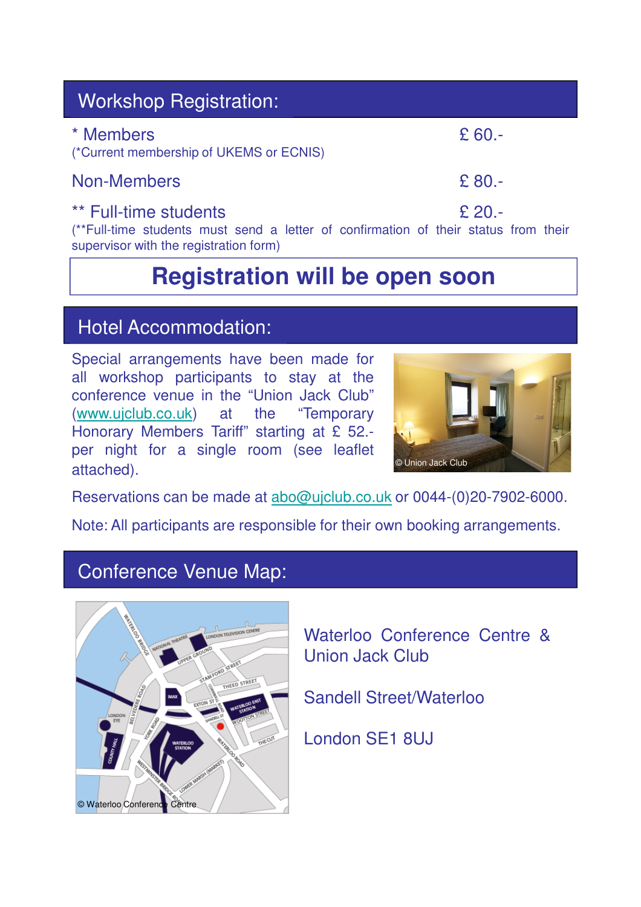## Workshop Registration:

| | |
|---|---|
| * Members<br>(*Current membership of UKEMS or ECNIS) | £ 60.- |
| Non-Members | £ 80.- |
| ** Full-time students | £ 20.- |

(**Full-time students must send a letter of confirmation of their status from their supervisor with the registration form)

**Registration will be open soon**

## Hotel Accommodation:

Special arrangements have been made for all workshop participants to stay at the conference venue in the "Union Jack Club" (www.ujclub.co.uk) at the "Temporary Honorary Members Tariff" starting at £ 52.- per night for a single room (see leaflet attached).

© Union Jack Club

Reservations can be made at abo@ujclub.co.uk or 0044-(0)20-7902-6000.

Note: All participants are responsible for their own booking arrangements.

## Conference Venue Map:

© Waterloo Conference Centre

Waterloo Conference Centre & Union Jack Club

Sandell Street/Waterloo

London SE1 8UJ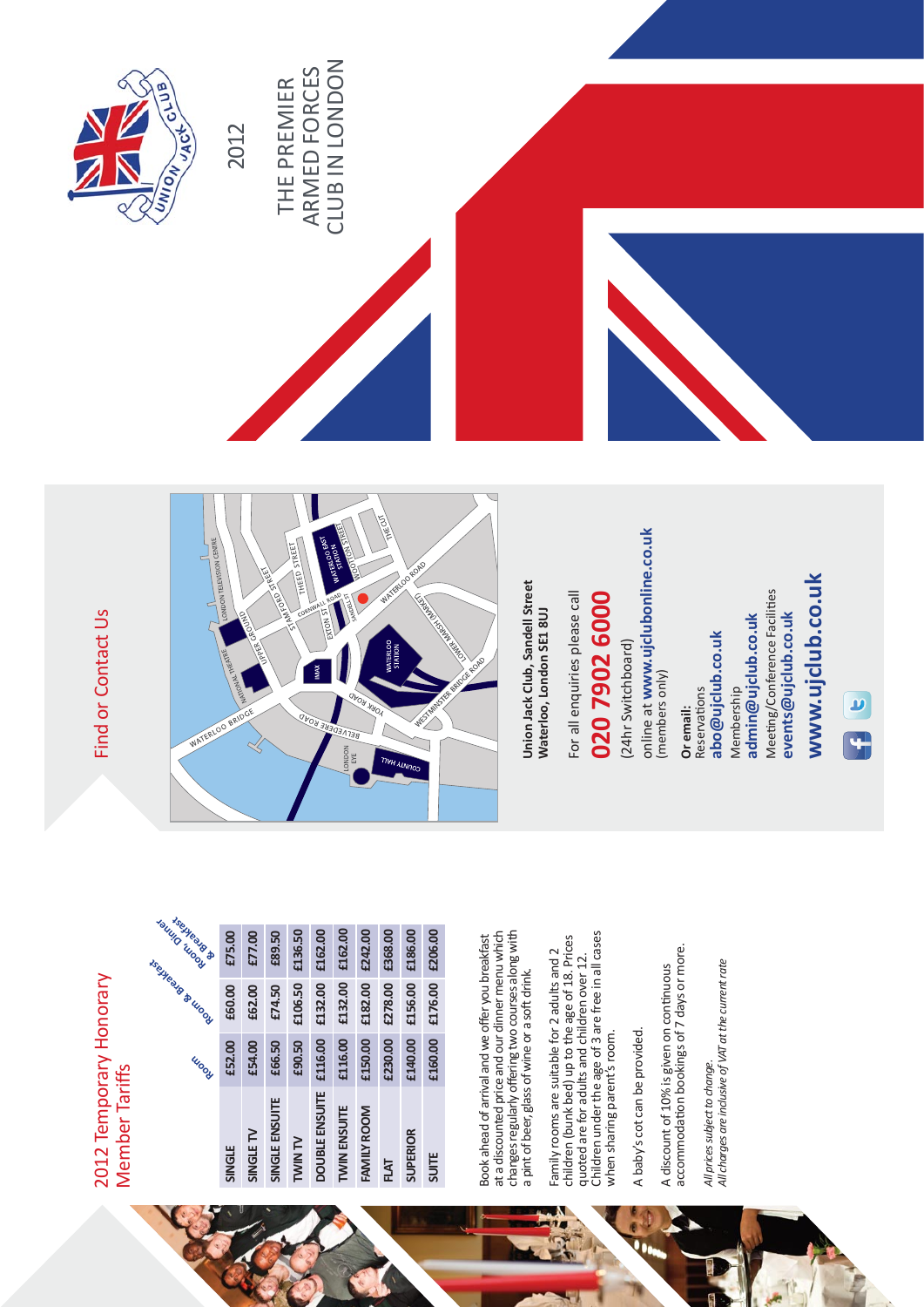# 2012 THE PREMIER ARMED FORCES CLUB IN LONDON

UNION JACK CLUB

## 2012 Temporary Honorary Member Tariffs

| | Room | Room & Breakfast | Room, Dinner & Breakfast |
|---|---|---|---|
| SINGLE | £52.00 | £60.00 | £75.00 |
| SINGLE TV | £54.00 | £62.00 | £77.00 |
| SINGLE ENSUITE | £66.50 | £74.50 | £89.50 |
| TWIN TV | £90.50 | £106.50 | £136.50 |
| DOUBLE ENSUITE | £116.00 | £132.00 | £162.00 |
| TWIN ENSUITE | £116.00 | £132.00 | £162.00 |
| FAMILY ROOM | £150.00 | £182.00 | £242.00 |
| FLAT | £230.00 | £278.00 | £368.00 |
| SUPERIOR | £140.00 | £156.00 | £186.00 |
| SUITE | £160.00 | £176.00 | £206.00 |

Book ahead of arrival and we offer you breakfast at a discounted price and our dinner menu which changes regularly offering two courses along with a pint of beer, glass of wine or a soft drink.

Family rooms are suitable for 2 adults and 2 children (bunk bed) up to the age of 18. Prices quoted are for adults and children over 12. Children under the age of 3 are free in all cases when sharing parent's room.

A baby's cot can be provided.

A discount of 10% is given on continuous accommodation bookings of 7 days or more.

*All prices subject to change.*
*All charges are inclusive of VAT at the current rate*

## Find or Contact Us

WATERLOO BRIDGE, NATIONAL THEATRE, LONDON TELEVISION CENTRE, UPPER GROUND, STAMFORD STREET, THEED STREET, WATERLOO EAST STATION, WOOTTON STREET, THE CUT, CORNWALL ROAD, EXTON ST, SANDELL ST, WATERLOO ROAD, IMAX, WATERLOO STATION, LOWER MARSH (MARKET), WESTMINSTER BRIDGE ROAD, YORK ROAD, BELVEDERE ROAD, LONDON EYE, COUNTY HALL

**Union Jack Club, Sandell Street**
**Waterloo, London SE1 8UJ**

For all enquiries please call
**020 7902 6000**
(24hr Switchboard)
online at **www.ujclubonline.co.uk**
(members only)

**Or email:**
Reservations
**abo@ujclub.co.uk**
Membership
**admin@ujclub.co.uk**
Meeting/Conference Facilities
**events@ujclub.co.uk**

**www.ujclub.co.uk**